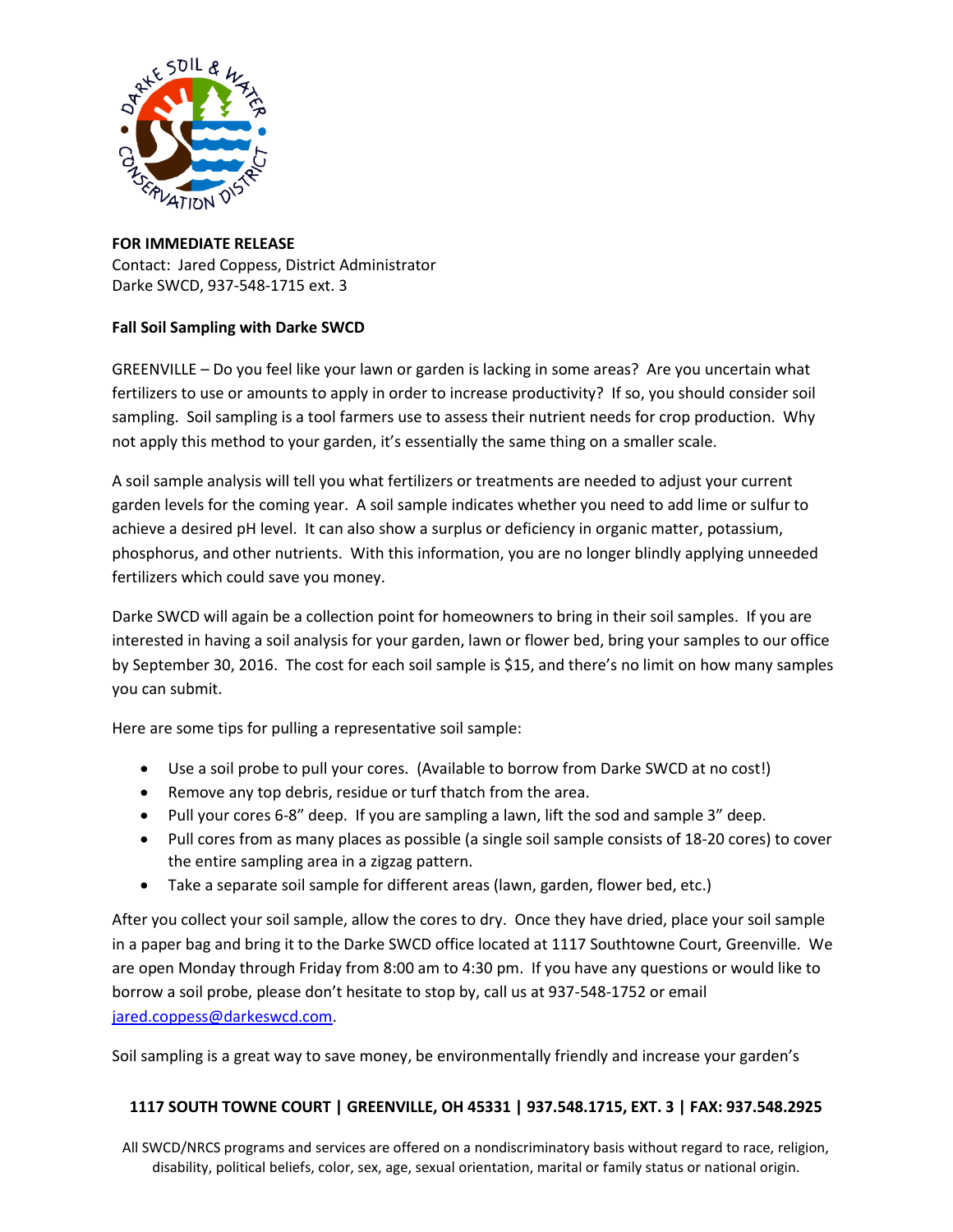**FOR IMMEDIATE RELEASE**
Contact: Jared Coppess, District Administrator
Darke SWCD, 937-548-1715 ext. 3

**Fall Soil Sampling with Darke SWCD**

GREENVILLE – Do you feel like your lawn or garden is lacking in some areas? Are you uncertain what fertilizers to use or amounts to apply in order to increase productivity? If so, you should consider soil sampling. Soil sampling is a tool farmers use to assess their nutrient needs for crop production. Why not apply this method to your garden, it's essentially the same thing on a smaller scale.

A soil sample analysis will tell you what fertilizers or treatments are needed to adjust your current garden levels for the coming year. A soil sample indicates whether you need to add lime or sulfur to achieve a desired pH level. It can also show a surplus or deficiency in organic matter, potassium, phosphorus, and other nutrients. With this information, you are no longer blindly applying unneeded fertilizers which could save you money.

Darke SWCD will again be a collection point for homeowners to bring in their soil samples. If you are interested in having a soil analysis for your garden, lawn or flower bed, bring your samples to our office by September 30, 2016. The cost for each soil sample is $15, and there's no limit on how many samples you can submit.

Here are some tips for pulling a representative soil sample:

- Use a soil probe to pull your cores. (Available to borrow from Darke SWCD at no cost!)
- Remove any top debris, residue or turf thatch from the area.
- Pull your cores 6-8" deep. If you are sampling a lawn, lift the sod and sample 3" deep.
- Pull cores from as many places as possible (a single soil sample consists of 18-20 cores) to cover the entire sampling area in a zigzag pattern.
- Take a separate soil sample for different areas (lawn, garden, flower bed, etc.)

After you collect your soil sample, allow the cores to dry. Once they have dried, place your soil sample in a paper bag and bring it to the Darke SWCD office located at 1117 Southtowne Court, Greenville. We are open Monday through Friday from 8:00 am to 4:30 pm. If you have any questions or would like to borrow a soil probe, please don't hesitate to stop by, call us at 937-548-1752 or email jared.coppess@darkeswcd.com.

Soil sampling is a great way to save money, be environmentally friendly and increase your garden's

**1117 SOUTH TOWNE COURT | GREENVILLE, OH 45331 | 937.548.1715, EXT. 3 | FAX: 937.548.2925**

All SWCD/NRCS programs and services are offered on a nondiscriminatory basis without regard to race, religion, disability, political beliefs, color, sex, age, sexual orientation, marital or family status or national origin.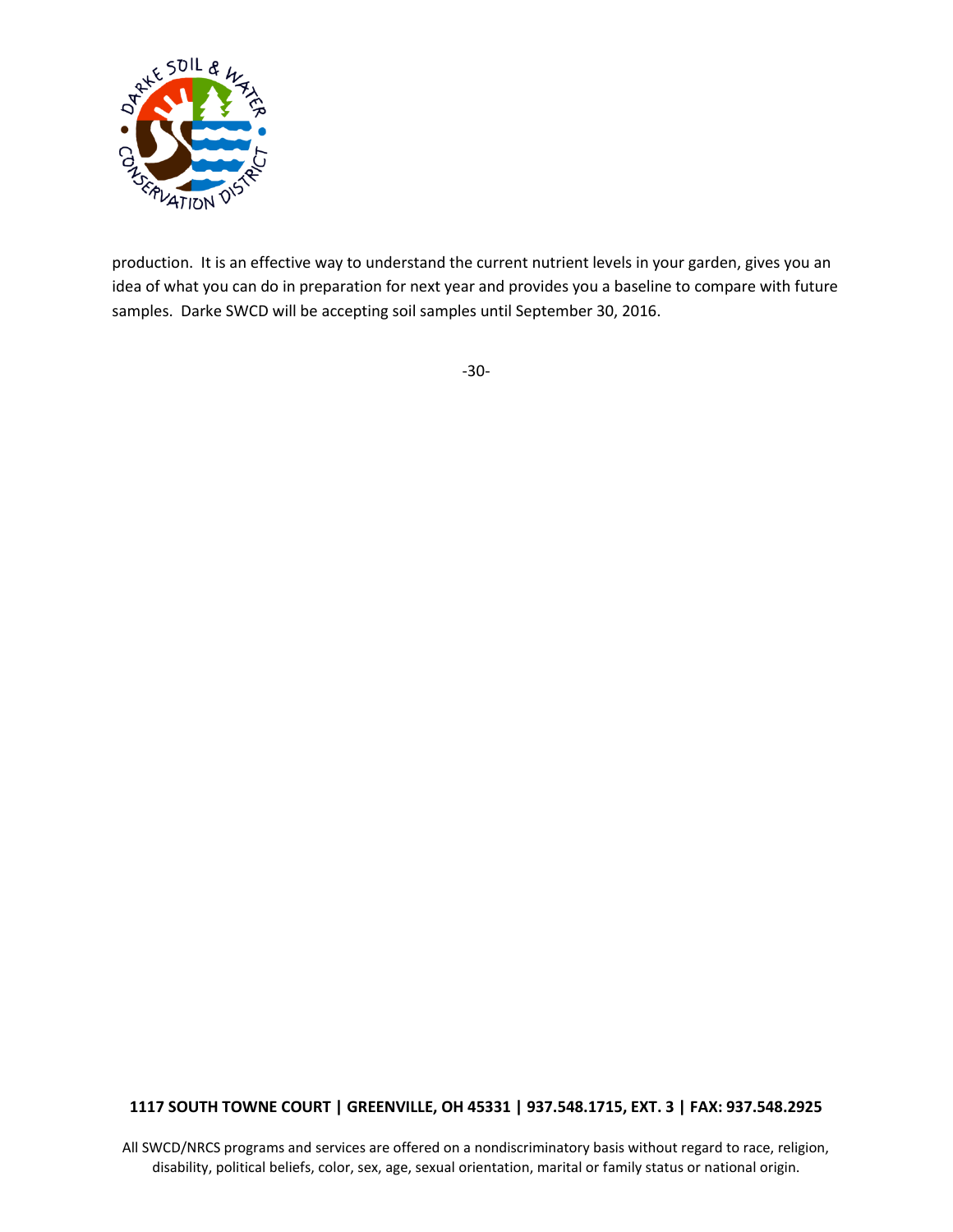production. It is an effective way to understand the current nutrient levels in your garden, gives you an idea of what you can do in preparation for next year and provides you a baseline to compare with future samples. Darke SWCD will be accepting soil samples until September 30, 2016.

-30-

**1117 SOUTH TOWNE COURT | GREENVILLE, OH 45331 | 937.548.1715, EXT. 3 | FAX: 937.548.2925**

All SWCD/NRCS programs and services are offered on a nondiscriminatory basis without regard to race, religion, disability, political beliefs, color, sex, age, sexual orientation, marital or family status or national origin.